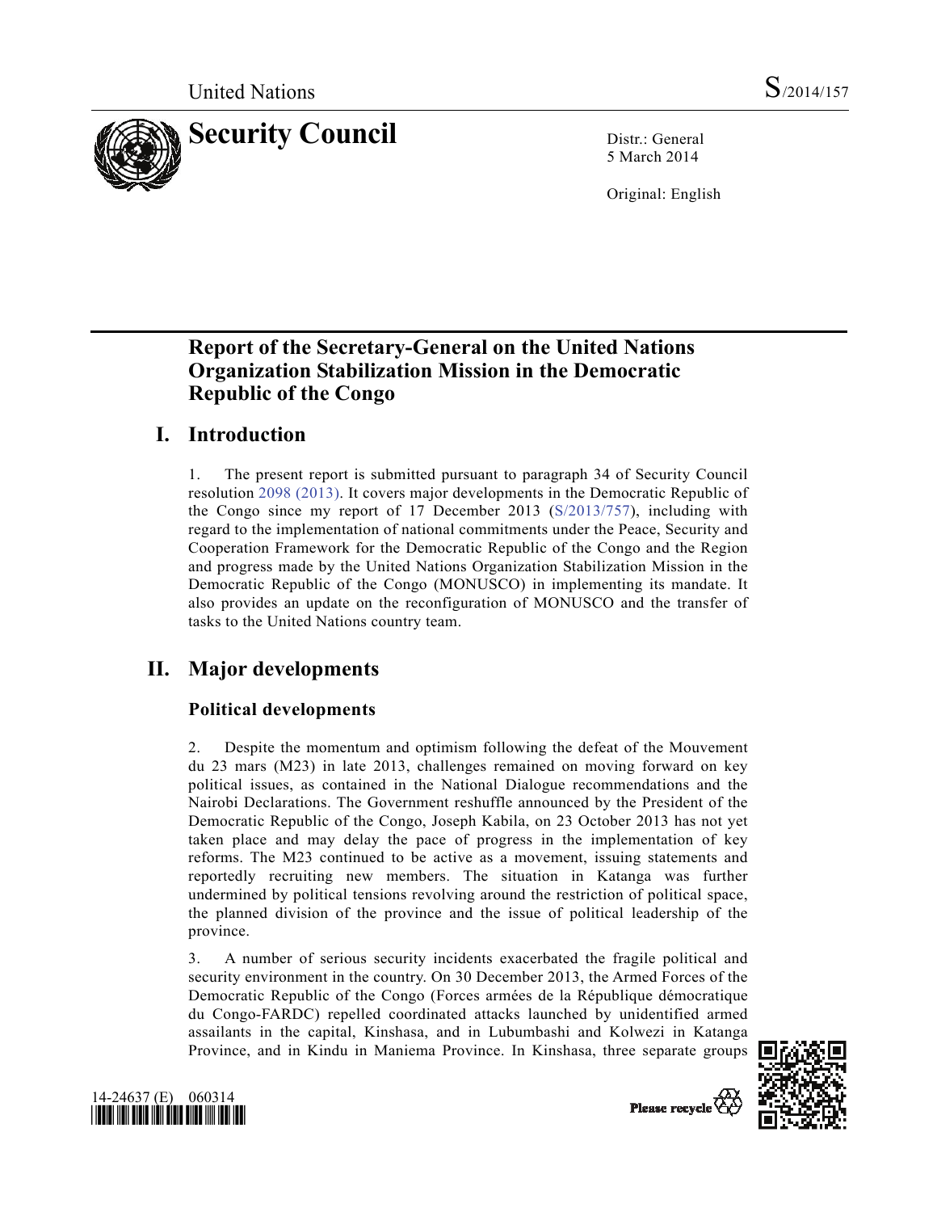United Nations S/2014/157

# Security Council

Distr.: General
5 March 2014

Original: English

# Report of the Secretary-General on the United Nations Organization Stabilization Mission in the Democratic Republic of the Congo

## I. Introduction

1. The present report is submitted pursuant to paragraph 34 of Security Council resolution 2098 (2013). It covers major developments in the Democratic Republic of the Congo since my report of 17 December 2013 (S/2013/757), including with regard to the implementation of national commitments under the Peace, Security and Cooperation Framework for the Democratic Republic of the Congo and the Region and progress made by the United Nations Organization Stabilization Mission in the Democratic Republic of the Congo (MONUSCO) in implementing its mandate. It also provides an update on the reconfiguration of MONUSCO and the transfer of tasks to the United Nations country team.

## II. Major developments

### Political developments

2. Despite the momentum and optimism following the defeat of the Mouvement du 23 mars (M23) in late 2013, challenges remained on moving forward on key political issues, as contained in the National Dialogue recommendations and the Nairobi Declarations. The Government reshuffle announced by the President of the Democratic Republic of the Congo, Joseph Kabila, on 23 October 2013 has not yet taken place and may delay the pace of progress in the implementation of key reforms. The M23 continued to be active as a movement, issuing statements and reportedly recruiting new members. The situation in Katanga was further undermined by political tensions revolving around the restriction of political space, the planned division of the province and the issue of political leadership of the province.

3. A number of serious security incidents exacerbated the fragile political and security environment in the country. On 30 December 2013, the Armed Forces of the Democratic Republic of the Congo (Forces armées de la République démocratique du Congo-FARDC) repelled coordinated attacks launched by unidentified armed assailants in the capital, Kinshasa, and in Lubumbashi and Kolwezi in Katanga Province, and in Kindu in Maniema Province. In Kinshasa, three separate groups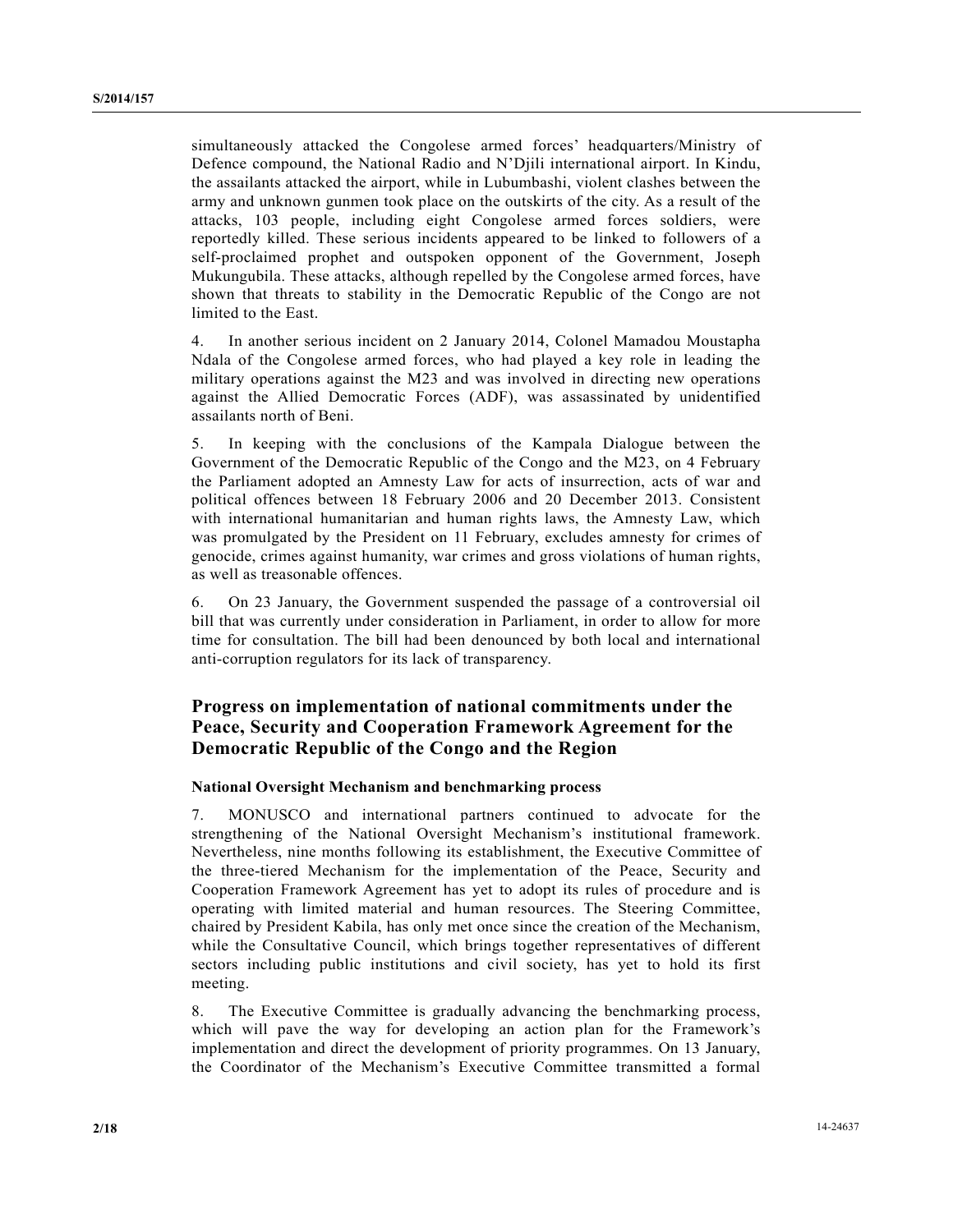simultaneously attacked the Congolese armed forces' headquarters/Ministry of Defence compound, the National Radio and N'Djili international airport. In Kindu, the assailants attacked the airport, while in Lubumbashi, violent clashes between the army and unknown gunmen took place on the outskirts of the city. As a result of the attacks, 103 people, including eight Congolese armed forces soldiers, were reportedly killed. These serious incidents appeared to be linked to followers of a self-proclaimed prophet and outspoken opponent of the Government, Joseph Mukungubila. These attacks, although repelled by the Congolese armed forces, have shown that threats to stability in the Democratic Republic of the Congo are not limited to the East.

4. In another serious incident on 2 January 2014, Colonel Mamadou Moustapha Ndala of the Congolese armed forces, who had played a key role in leading the military operations against the M23 and was involved in directing new operations against the Allied Democratic Forces (ADF), was assassinated by unidentified assailants north of Beni.

5. In keeping with the conclusions of the Kampala Dialogue between the Government of the Democratic Republic of the Congo and the M23, on 4 February the Parliament adopted an Amnesty Law for acts of insurrection, acts of war and political offences between 18 February 2006 and 20 December 2013. Consistent with international humanitarian and human rights laws, the Amnesty Law, which was promulgated by the President on 11 February, excludes amnesty for crimes of genocide, crimes against humanity, war crimes and gross violations of human rights, as well as treasonable offences.

6. On 23 January, the Government suspended the passage of a controversial oil bill that was currently under consideration in Parliament, in order to allow for more time for consultation. The bill had been denounced by both local and international anti-corruption regulators for its lack of transparency.

## Progress on implementation of national commitments under the Peace, Security and Cooperation Framework Agreement for the Democratic Republic of the Congo and the Region

### National Oversight Mechanism and benchmarking process

7. MONUSCO and international partners continued to advocate for the strengthening of the National Oversight Mechanism's institutional framework. Nevertheless, nine months following its establishment, the Executive Committee of the three-tiered Mechanism for the implementation of the Peace, Security and Cooperation Framework Agreement has yet to adopt its rules of procedure and is operating with limited material and human resources. The Steering Committee, chaired by President Kabila, has only met once since the creation of the Mechanism, while the Consultative Council, which brings together representatives of different sectors including public institutions and civil society, has yet to hold its first meeting.

8. The Executive Committee is gradually advancing the benchmarking process, which will pave the way for developing an action plan for the Framework's implementation and direct the development of priority programmes. On 13 January, the Coordinator of the Mechanism's Executive Committee transmitted a formal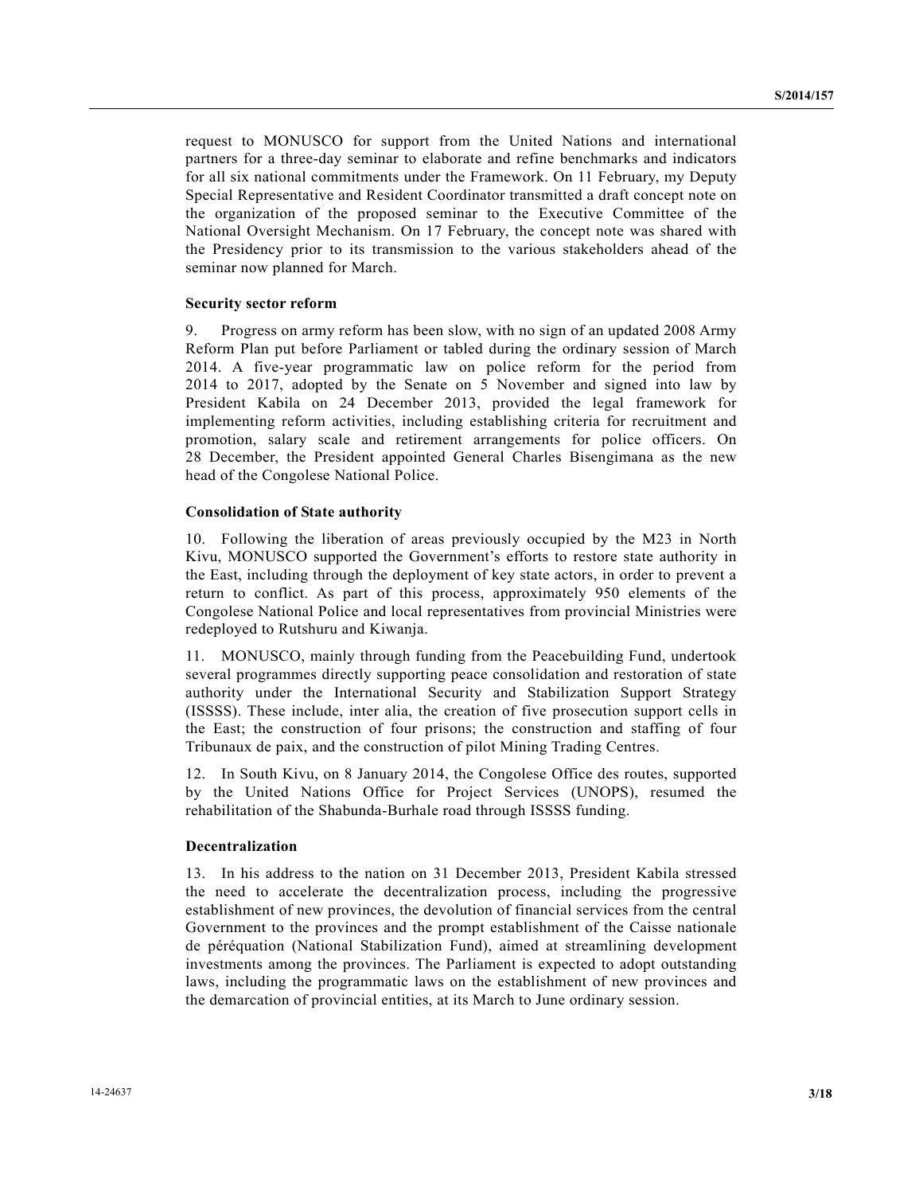request to MONUSCO for support from the United Nations and international partners for a three-day seminar to elaborate and refine benchmarks and indicators for all six national commitments under the Framework. On 11 February, my Deputy Special Representative and Resident Coordinator transmitted a draft concept note on the organization of the proposed seminar to the Executive Committee of the National Oversight Mechanism. On 17 February, the concept note was shared with the Presidency prior to its transmission to the various stakeholders ahead of the seminar now planned for March.

**Security sector reform**

9. Progress on army reform has been slow, with no sign of an updated 2008 Army Reform Plan put before Parliament or tabled during the ordinary session of March 2014. A five-year programmatic law on police reform for the period from 2014 to 2017, adopted by the Senate on 5 November and signed into law by President Kabila on 24 December 2013, provided the legal framework for implementing reform activities, including establishing criteria for recruitment and promotion, salary scale and retirement arrangements for police officers. On 28 December, the President appointed General Charles Bisengimana as the new head of the Congolese National Police.

**Consolidation of State authority**

10. Following the liberation of areas previously occupied by the M23 in North Kivu, MONUSCO supported the Government's efforts to restore state authority in the East, including through the deployment of key state actors, in order to prevent a return to conflict. As part of this process, approximately 950 elements of the Congolese National Police and local representatives from provincial Ministries were redeployed to Rutshuru and Kiwanja.

11. MONUSCO, mainly through funding from the Peacebuilding Fund, undertook several programmes directly supporting peace consolidation and restoration of state authority under the International Security and Stabilization Support Strategy (ISSSS). These include, inter alia, the creation of five prosecution support cells in the East; the construction of four prisons; the construction and staffing of four Tribunaux de paix, and the construction of pilot Mining Trading Centres.

12. In South Kivu, on 8 January 2014, the Congolese Office des routes, supported by the United Nations Office for Project Services (UNOPS), resumed the rehabilitation of the Shabunda-Burhale road through ISSSS funding.

**Decentralization**

13. In his address to the nation on 31 December 2013, President Kabila stressed the need to accelerate the decentralization process, including the progressive establishment of new provinces, the devolution of financial services from the central Government to the provinces and the prompt establishment of the Caisse nationale de péréquation (National Stabilization Fund), aimed at streamlining development investments among the provinces. The Parliament is expected to adopt outstanding laws, including the programmatic laws on the establishment of new provinces and the demarcation of provincial entities, at its March to June ordinary session.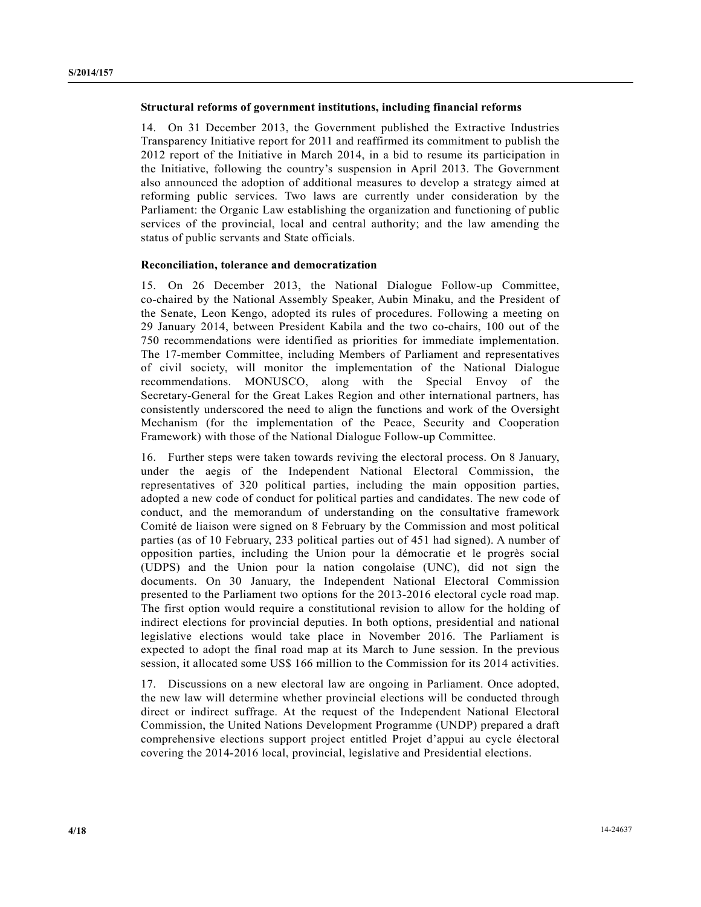**Structural reforms of government institutions, including financial reforms**

14. On 31 December 2013, the Government published the Extractive Industries Transparency Initiative report for 2011 and reaffirmed its commitment to publish the 2012 report of the Initiative in March 2014, in a bid to resume its participation in the Initiative, following the country's suspension in April 2013. The Government also announced the adoption of additional measures to develop a strategy aimed at reforming public services. Two laws are currently under consideration by the Parliament: the Organic Law establishing the organization and functioning of public services of the provincial, local and central authority; and the law amending the status of public servants and State officials.

**Reconciliation, tolerance and democratization**

15. On 26 December 2013, the National Dialogue Follow-up Committee, co-chaired by the National Assembly Speaker, Aubin Minaku, and the President of the Senate, Leon Kengo, adopted its rules of procedures. Following a meeting on 29 January 2014, between President Kabila and the two co-chairs, 100 out of the 750 recommendations were identified as priorities for immediate implementation. The 17-member Committee, including Members of Parliament and representatives of civil society, will monitor the implementation of the National Dialogue recommendations. MONUSCO, along with the Special Envoy of the Secretary-General for the Great Lakes Region and other international partners, has consistently underscored the need to align the functions and work of the Oversight Mechanism (for the implementation of the Peace, Security and Cooperation Framework) with those of the National Dialogue Follow-up Committee.

16. Further steps were taken towards reviving the electoral process. On 8 January, under the aegis of the Independent National Electoral Commission, the representatives of 320 political parties, including the main opposition parties, adopted a new code of conduct for political parties and candidates. The new code of conduct, and the memorandum of understanding on the consultative framework Comité de liaison were signed on 8 February by the Commission and most political parties (as of 10 February, 233 political parties out of 451 had signed). A number of opposition parties, including the Union pour la démocratie et le progrès social (UDPS) and the Union pour la nation congolaise (UNC), did not sign the documents. On 30 January, the Independent National Electoral Commission presented to the Parliament two options for the 2013-2016 electoral cycle road map. The first option would require a constitutional revision to allow for the holding of indirect elections for provincial deputies. In both options, presidential and national legislative elections would take place in November 2016. The Parliament is expected to adopt the final road map at its March to June session. In the previous session, it allocated some US$ 166 million to the Commission for its 2014 activities.

17. Discussions on a new electoral law are ongoing in Parliament. Once adopted, the new law will determine whether provincial elections will be conducted through direct or indirect suffrage. At the request of the Independent National Electoral Commission, the United Nations Development Programme (UNDP) prepared a draft comprehensive elections support project entitled Projet d'appui au cycle électoral covering the 2014-2016 local, provincial, legislative and Presidential elections.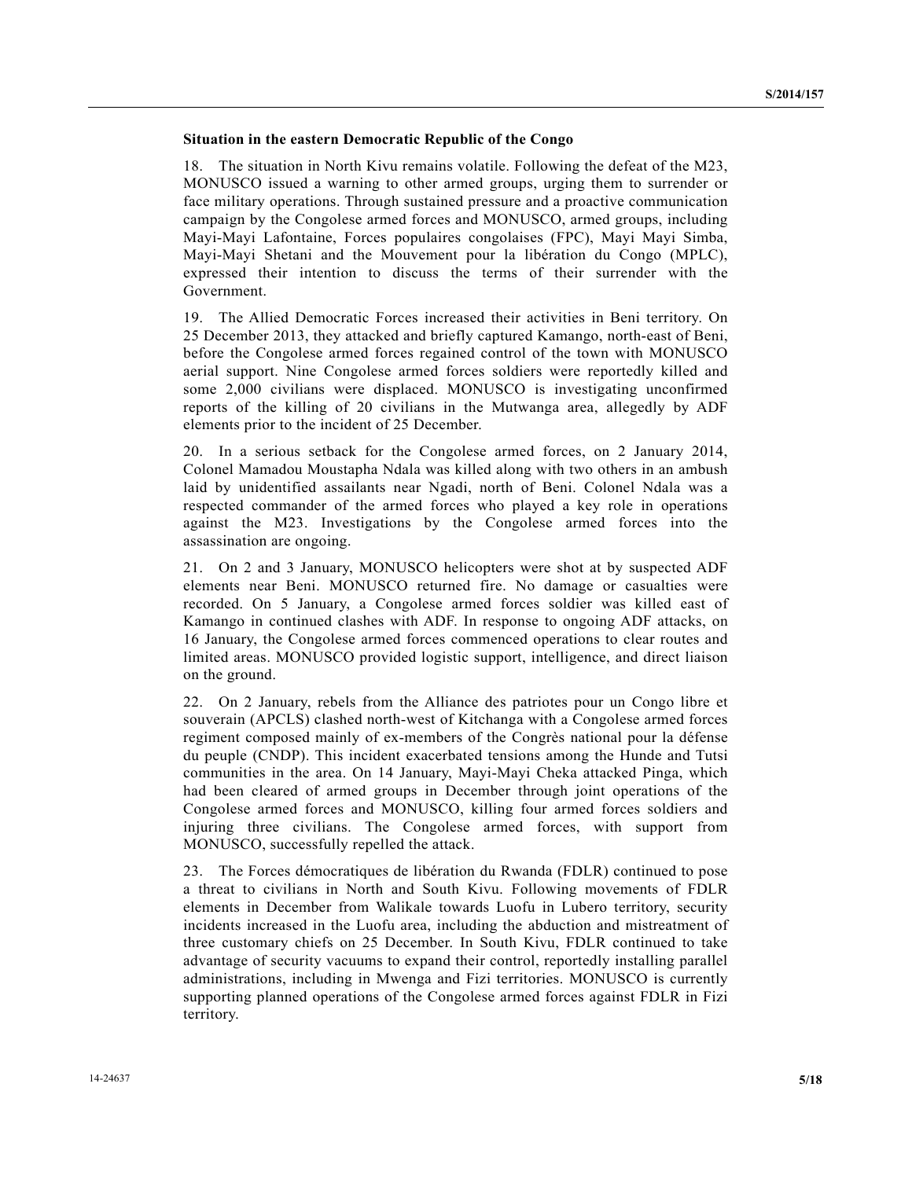**Situation in the eastern Democratic Republic of the Congo**

18. The situation in North Kivu remains volatile. Following the defeat of the M23, MONUSCO issued a warning to other armed groups, urging them to surrender or face military operations. Through sustained pressure and a proactive communication campaign by the Congolese armed forces and MONUSCO, armed groups, including Mayi-Mayi Lafontaine, Forces populaires congolaises (FPC), Mayi Mayi Simba, Mayi-Mayi Shetani and the Mouvement pour la libération du Congo (MPLC), expressed their intention to discuss the terms of their surrender with the Government.

19. The Allied Democratic Forces increased their activities in Beni territory. On 25 December 2013, they attacked and briefly captured Kamango, north-east of Beni, before the Congolese armed forces regained control of the town with MONUSCO aerial support. Nine Congolese armed forces soldiers were reportedly killed and some 2,000 civilians were displaced. MONUSCO is investigating unconfirmed reports of the killing of 20 civilians in the Mutwanga area, allegedly by ADF elements prior to the incident of 25 December.

20. In a serious setback for the Congolese armed forces, on 2 January 2014, Colonel Mamadou Moustapha Ndala was killed along with two others in an ambush laid by unidentified assailants near Ngadi, north of Beni. Colonel Ndala was a respected commander of the armed forces who played a key role in operations against the M23. Investigations by the Congolese armed forces into the assassination are ongoing.

21. On 2 and 3 January, MONUSCO helicopters were shot at by suspected ADF elements near Beni. MONUSCO returned fire. No damage or casualties were recorded. On 5 January, a Congolese armed forces soldier was killed east of Kamango in continued clashes with ADF. In response to ongoing ADF attacks, on 16 January, the Congolese armed forces commenced operations to clear routes and limited areas. MONUSCO provided logistic support, intelligence, and direct liaison on the ground.

22. On 2 January, rebels from the Alliance des patriotes pour un Congo libre et souverain (APCLS) clashed north-west of Kitchanga with a Congolese armed forces regiment composed mainly of ex-members of the Congrès national pour la défense du peuple (CNDP). This incident exacerbated tensions among the Hunde and Tutsi communities in the area. On 14 January, Mayi-Mayi Cheka attacked Pinga, which had been cleared of armed groups in December through joint operations of the Congolese armed forces and MONUSCO, killing four armed forces soldiers and injuring three civilians. The Congolese armed forces, with support from MONUSCO, successfully repelled the attack.

23. The Forces démocratiques de libération du Rwanda (FDLR) continued to pose a threat to civilians in North and South Kivu. Following movements of FDLR elements in December from Walikale towards Luofu in Lubero territory, security incidents increased in the Luofu area, including the abduction and mistreatment of three customary chiefs on 25 December. In South Kivu, FDLR continued to take advantage of security vacuums to expand their control, reportedly installing parallel administrations, including in Mwenga and Fizi territories. MONUSCO is currently supporting planned operations of the Congolese armed forces against FDLR in Fizi territory.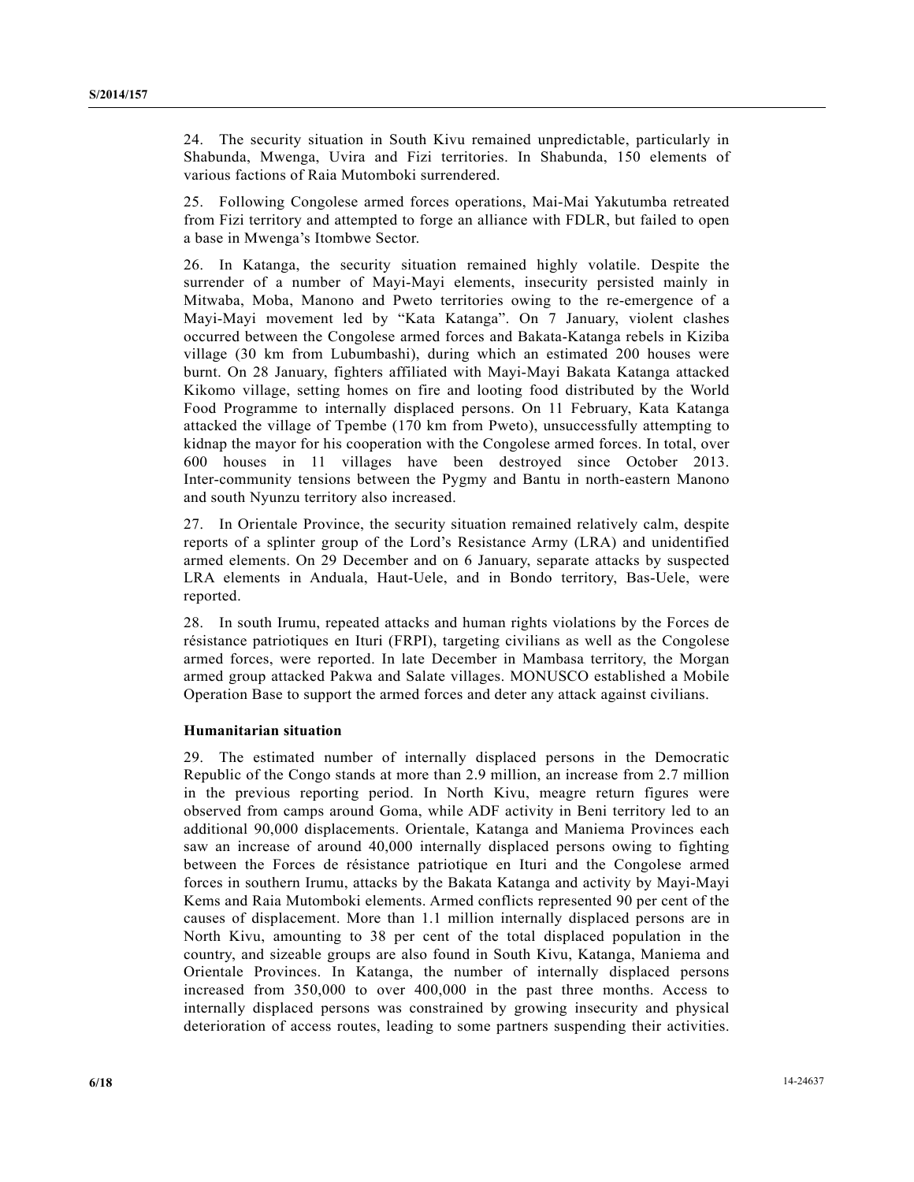24. The security situation in South Kivu remained unpredictable, particularly in Shabunda, Mwenga, Uvira and Fizi territories. In Shabunda, 150 elements of various factions of Raia Mutomboki surrendered.

25. Following Congolese armed forces operations, Mai-Mai Yakutumba retreated from Fizi territory and attempted to forge an alliance with FDLR, but failed to open a base in Mwenga's Itombwe Sector.

26. In Katanga, the security situation remained highly volatile. Despite the surrender of a number of Mayi-Mayi elements, insecurity persisted mainly in Mitwaba, Moba, Manono and Pweto territories owing to the re-emergence of a Mayi-Mayi movement led by "Kata Katanga". On 7 January, violent clashes occurred between the Congolese armed forces and Bakata-Katanga rebels in Kiziba village (30 km from Lubumbashi), during which an estimated 200 houses were burnt. On 28 January, fighters affiliated with Mayi-Mayi Bakata Katanga attacked Kikomo village, setting homes on fire and looting food distributed by the World Food Programme to internally displaced persons. On 11 February, Kata Katanga attacked the village of Tpembe (170 km from Pweto), unsuccessfully attempting to kidnap the mayor for his cooperation with the Congolese armed forces. In total, over 600 houses in 11 villages have been destroyed since October 2013. Inter-community tensions between the Pygmy and Bantu in north-eastern Manono and south Nyunzu territory also increased.

27. In Orientale Province, the security situation remained relatively calm, despite reports of a splinter group of the Lord's Resistance Army (LRA) and unidentified armed elements. On 29 December and on 6 January, separate attacks by suspected LRA elements in Anduala, Haut-Uele, and in Bondo territory, Bas-Uele, were reported.

28. In south Irumu, repeated attacks and human rights violations by the Forces de résistance patriotiques en Ituri (FRPI), targeting civilians as well as the Congolese armed forces, were reported. In late December in Mambasa territory, the Morgan armed group attacked Pakwa and Salate villages. MONUSCO established a Mobile Operation Base to support the armed forces and deter any attack against civilians.

### Humanitarian situation

29. The estimated number of internally displaced persons in the Democratic Republic of the Congo stands at more than 2.9 million, an increase from 2.7 million in the previous reporting period. In North Kivu, meagre return figures were observed from camps around Goma, while ADF activity in Beni territory led to an additional 90,000 displacements. Orientale, Katanga and Maniema Provinces each saw an increase of around 40,000 internally displaced persons owing to fighting between the Forces de résistance patriotique en Ituri and the Congolese armed forces in southern Irumu, attacks by the Bakata Katanga and activity by Mayi-Mayi Kems and Raia Mutomboki elements. Armed conflicts represented 90 per cent of the causes of displacement. More than 1.1 million internally displaced persons are in North Kivu, amounting to 38 per cent of the total displaced population in the country, and sizeable groups are also found in South Kivu, Katanga, Maniema and Orientale Provinces. In Katanga, the number of internally displaced persons increased from 350,000 to over 400,000 in the past three months. Access to internally displaced persons was constrained by growing insecurity and physical deterioration of access routes, leading to some partners suspending their activities.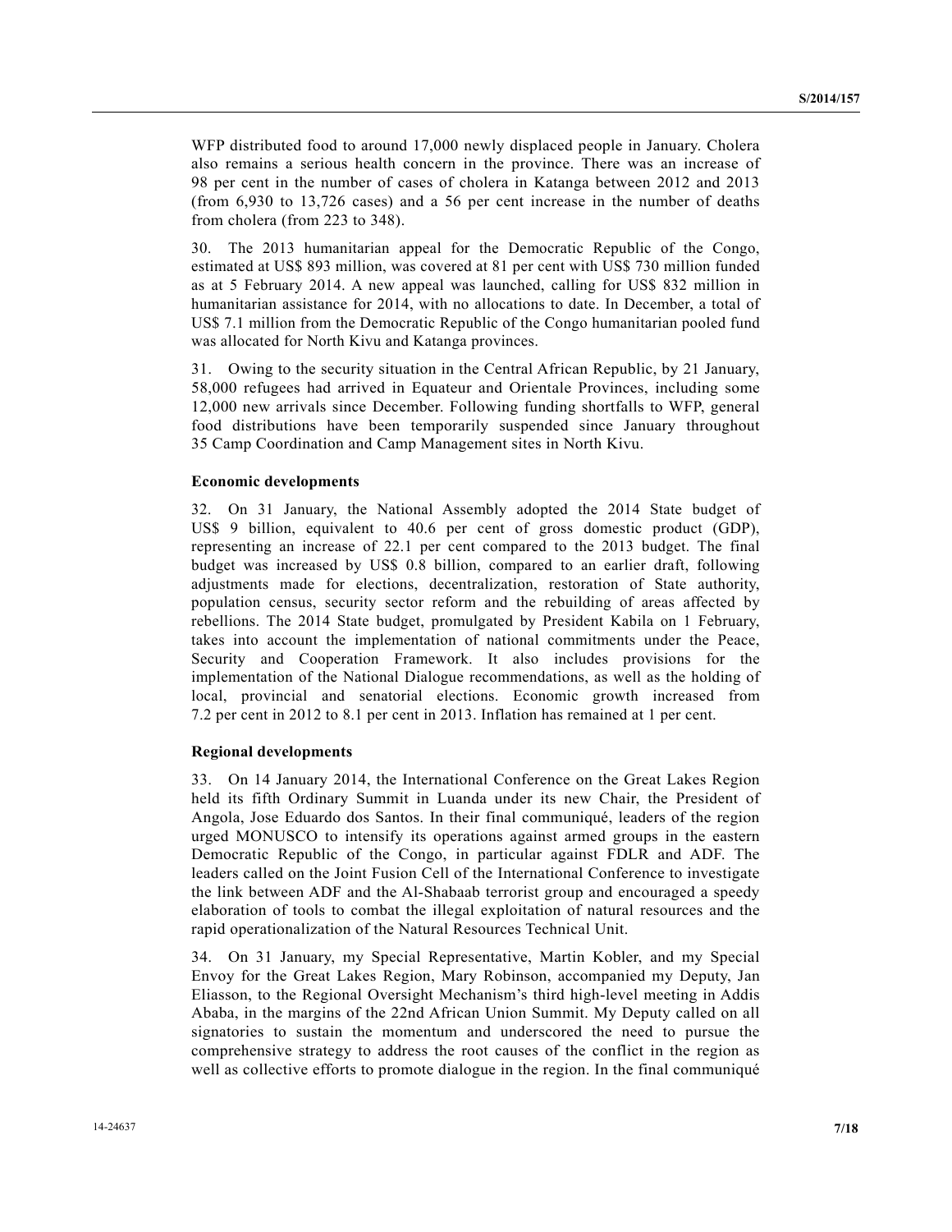WFP distributed food to around 17,000 newly displaced people in January. Cholera also remains a serious health concern in the province. There was an increase of 98 per cent in the number of cases of cholera in Katanga between 2012 and 2013 (from 6,930 to 13,726 cases) and a 56 per cent increase in the number of deaths from cholera (from 223 to 348).

30. The 2013 humanitarian appeal for the Democratic Republic of the Congo, estimated at US$ 893 million, was covered at 81 per cent with US$ 730 million funded as at 5 February 2014. A new appeal was launched, calling for US$ 832 million in humanitarian assistance for 2014, with no allocations to date. In December, a total of US$ 7.1 million from the Democratic Republic of the Congo humanitarian pooled fund was allocated for North Kivu and Katanga provinces.

31. Owing to the security situation in the Central African Republic, by 21 January, 58,000 refugees had arrived in Equateur and Orientale Provinces, including some 12,000 new arrivals since December. Following funding shortfalls to WFP, general food distributions have been temporarily suspended since January throughout 35 Camp Coordination and Camp Management sites in North Kivu.

### Economic developments

32. On 31 January, the National Assembly adopted the 2014 State budget of US$ 9 billion, equivalent to 40.6 per cent of gross domestic product (GDP), representing an increase of 22.1 per cent compared to the 2013 budget. The final budget was increased by US$ 0.8 billion, compared to an earlier draft, following adjustments made for elections, decentralization, restoration of State authority, population census, security sector reform and the rebuilding of areas affected by rebellions. The 2014 State budget, promulgated by President Kabila on 1 February, takes into account the implementation of national commitments under the Peace, Security and Cooperation Framework. It also includes provisions for the implementation of the National Dialogue recommendations, as well as the holding of local, provincial and senatorial elections. Economic growth increased from 7.2 per cent in 2012 to 8.1 per cent in 2013. Inflation has remained at 1 per cent.

### Regional developments

33. On 14 January 2014, the International Conference on the Great Lakes Region held its fifth Ordinary Summit in Luanda under its new Chair, the President of Angola, Jose Eduardo dos Santos. In their final communiqué, leaders of the region urged MONUSCO to intensify its operations against armed groups in the eastern Democratic Republic of the Congo, in particular against FDLR and ADF. The leaders called on the Joint Fusion Cell of the International Conference to investigate the link between ADF and the Al-Shabaab terrorist group and encouraged a speedy elaboration of tools to combat the illegal exploitation of natural resources and the rapid operationalization of the Natural Resources Technical Unit.

34. On 31 January, my Special Representative, Martin Kobler, and my Special Envoy for the Great Lakes Region, Mary Robinson, accompanied my Deputy, Jan Eliasson, to the Regional Oversight Mechanism's third high-level meeting in Addis Ababa, in the margins of the 22nd African Union Summit. My Deputy called on all signatories to sustain the momentum and underscored the need to pursue the comprehensive strategy to address the root causes of the conflict in the region as well as collective efforts to promote dialogue in the region. In the final communiqué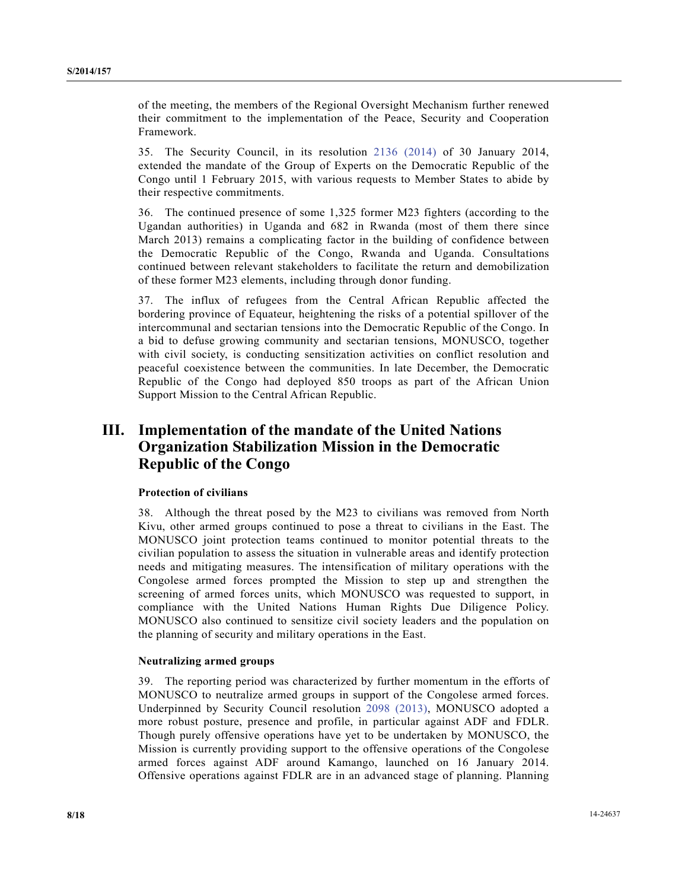of the meeting, the members of the Regional Oversight Mechanism further renewed their commitment to the implementation of the Peace, Security and Cooperation Framework.

35. The Security Council, in its resolution 2136 (2014) of 30 January 2014, extended the mandate of the Group of Experts on the Democratic Republic of the Congo until 1 February 2015, with various requests to Member States to abide by their respective commitments.

36. The continued presence of some 1,325 former M23 fighters (according to the Ugandan authorities) in Uganda and 682 in Rwanda (most of them there since March 2013) remains a complicating factor in the building of confidence between the Democratic Republic of the Congo, Rwanda and Uganda. Consultations continued between relevant stakeholders to facilitate the return and demobilization of these former M23 elements, including through donor funding.

37. The influx of refugees from the Central African Republic affected the bordering province of Equateur, heightening the risks of a potential spillover of the intercommunal and sectarian tensions into the Democratic Republic of the Congo. In a bid to defuse growing community and sectarian tensions, MONUSCO, together with civil society, is conducting sensitization activities on conflict resolution and peaceful coexistence between the communities. In late December, the Democratic Republic of the Congo had deployed 850 troops as part of the African Union Support Mission to the Central African Republic.

## III. Implementation of the mandate of the United Nations Organization Stabilization Mission in the Democratic Republic of the Congo

### Protection of civilians

38. Although the threat posed by the M23 to civilians was removed from North Kivu, other armed groups continued to pose a threat to civilians in the East. The MONUSCO joint protection teams continued to monitor potential threats to the civilian population to assess the situation in vulnerable areas and identify protection needs and mitigating measures. The intensification of military operations with the Congolese armed forces prompted the Mission to step up and strengthen the screening of armed forces units, which MONUSCO was requested to support, in compliance with the United Nations Human Rights Due Diligence Policy. MONUSCO also continued to sensitize civil society leaders and the population on the planning of security and military operations in the East.

### Neutralizing armed groups

39. The reporting period was characterized by further momentum in the efforts of MONUSCO to neutralize armed groups in support of the Congolese armed forces. Underpinned by Security Council resolution 2098 (2013), MONUSCO adopted a more robust posture, presence and profile, in particular against ADF and FDLR. Though purely offensive operations have yet to be undertaken by MONUSCO, the Mission is currently providing support to the offensive operations of the Congolese armed forces against ADF around Kamango, launched on 16 January 2014. Offensive operations against FDLR are in an advanced stage of planning. Planning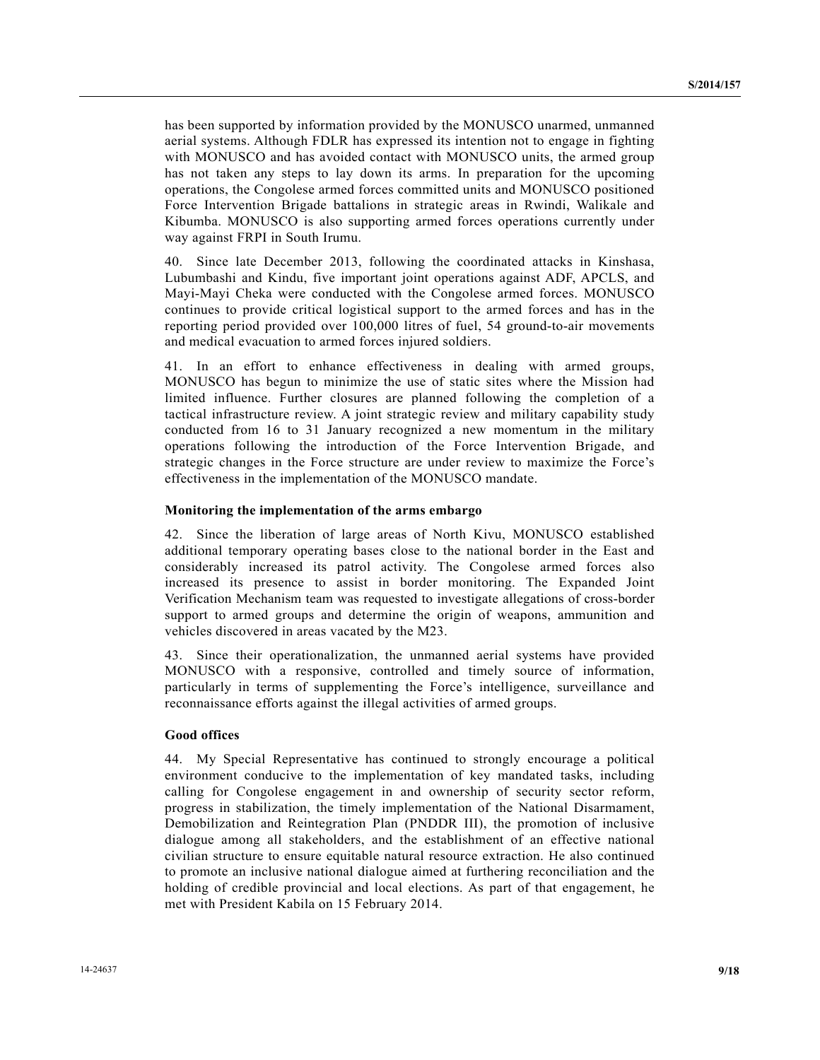has been supported by information provided by the MONUSCO unarmed, unmanned aerial systems. Although FDLR has expressed its intention not to engage in fighting with MONUSCO and has avoided contact with MONUSCO units, the armed group has not taken any steps to lay down its arms. In preparation for the upcoming operations, the Congolese armed forces committed units and MONUSCO positioned Force Intervention Brigade battalions in strategic areas in Rwindi, Walikale and Kibumba. MONUSCO is also supporting armed forces operations currently under way against FRPI in South Irumu.

40. Since late December 2013, following the coordinated attacks in Kinshasa, Lubumbashi and Kindu, five important joint operations against ADF, APCLS, and Mayi-Mayi Cheka were conducted with the Congolese armed forces. MONUSCO continues to provide critical logistical support to the armed forces and has in the reporting period provided over 100,000 litres of fuel, 54 ground-to-air movements and medical evacuation to armed forces injured soldiers.

41. In an effort to enhance effectiveness in dealing with armed groups, MONUSCO has begun to minimize the use of static sites where the Mission had limited influence. Further closures are planned following the completion of a tactical infrastructure review. A joint strategic review and military capability study conducted from 16 to 31 January recognized a new momentum in the military operations following the introduction of the Force Intervention Brigade, and strategic changes in the Force structure are under review to maximize the Force's effectiveness in the implementation of the MONUSCO mandate.

### Monitoring the implementation of the arms embargo

42. Since the liberation of large areas of North Kivu, MONUSCO established additional temporary operating bases close to the national border in the East and considerably increased its patrol activity. The Congolese armed forces also increased its presence to assist in border monitoring. The Expanded Joint Verification Mechanism team was requested to investigate allegations of cross-border support to armed groups and determine the origin of weapons, ammunition and vehicles discovered in areas vacated by the M23.

43. Since their operationalization, the unmanned aerial systems have provided MONUSCO with a responsive, controlled and timely source of information, particularly in terms of supplementing the Force's intelligence, surveillance and reconnaissance efforts against the illegal activities of armed groups.

### Good offices

44. My Special Representative has continued to strongly encourage a political environment conducive to the implementation of key mandated tasks, including calling for Congolese engagement in and ownership of security sector reform, progress in stabilization, the timely implementation of the National Disarmament, Demobilization and Reintegration Plan (PNDDR III), the promotion of inclusive dialogue among all stakeholders, and the establishment of an effective national civilian structure to ensure equitable natural resource extraction. He also continued to promote an inclusive national dialogue aimed at furthering reconciliation and the holding of credible provincial and local elections. As part of that engagement, he met with President Kabila on 15 February 2014.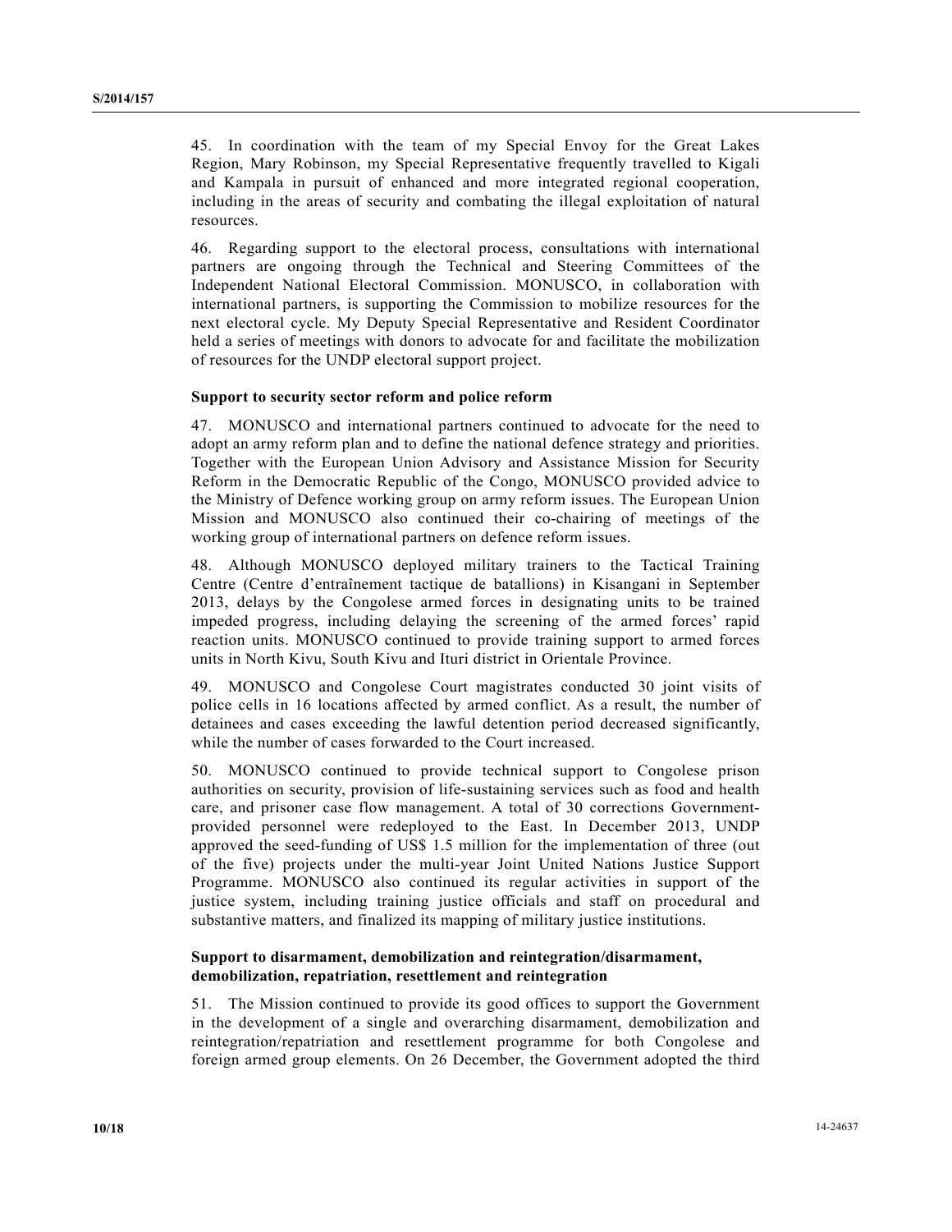45. In coordination with the team of my Special Envoy for the Great Lakes Region, Mary Robinson, my Special Representative frequently travelled to Kigali and Kampala in pursuit of enhanced and more integrated regional cooperation, including in the areas of security and combating the illegal exploitation of natural resources.

46. Regarding support to the electoral process, consultations with international partners are ongoing through the Technical and Steering Committees of the Independent National Electoral Commission. MONUSCO, in collaboration with international partners, is supporting the Commission to mobilize resources for the next electoral cycle. My Deputy Special Representative and Resident Coordinator held a series of meetings with donors to advocate for and facilitate the mobilization of resources for the UNDP electoral support project.

**Support to security sector reform and police reform**

47. MONUSCO and international partners continued to advocate for the need to adopt an army reform plan and to define the national defence strategy and priorities. Together with the European Union Advisory and Assistance Mission for Security Reform in the Democratic Republic of the Congo, MONUSCO provided advice to the Ministry of Defence working group on army reform issues. The European Union Mission and MONUSCO also continued their co-chairing of meetings of the working group of international partners on defence reform issues.

48. Although MONUSCO deployed military trainers to the Tactical Training Centre (Centre d'entraînement tactique de batallions) in Kisangani in September 2013, delays by the Congolese armed forces in designating units to be trained impeded progress, including delaying the screening of the armed forces' rapid reaction units. MONUSCO continued to provide training support to armed forces units in North Kivu, South Kivu and Ituri district in Orientale Province.

49. MONUSCO and Congolese Court magistrates conducted 30 joint visits of police cells in 16 locations affected by armed conflict. As a result, the number of detainees and cases exceeding the lawful detention period decreased significantly, while the number of cases forwarded to the Court increased.

50. MONUSCO continued to provide technical support to Congolese prison authorities on security, provision of life-sustaining services such as food and health care, and prisoner case flow management. A total of 30 corrections Government-provided personnel were redeployed to the East. In December 2013, UNDP approved the seed-funding of US$ 1.5 million for the implementation of three (out of the five) projects under the multi-year Joint United Nations Justice Support Programme. MONUSCO also continued its regular activities in support of the justice system, including training justice officials and staff on procedural and substantive matters, and finalized its mapping of military justice institutions.

**Support to disarmament, demobilization and reintegration/disarmament, demobilization, repatriation, resettlement and reintegration**

51. The Mission continued to provide its good offices to support the Government in the development of a single and overarching disarmament, demobilization and reintegration/repatriation and resettlement programme for both Congolese and foreign armed group elements. On 26 December, the Government adopted the third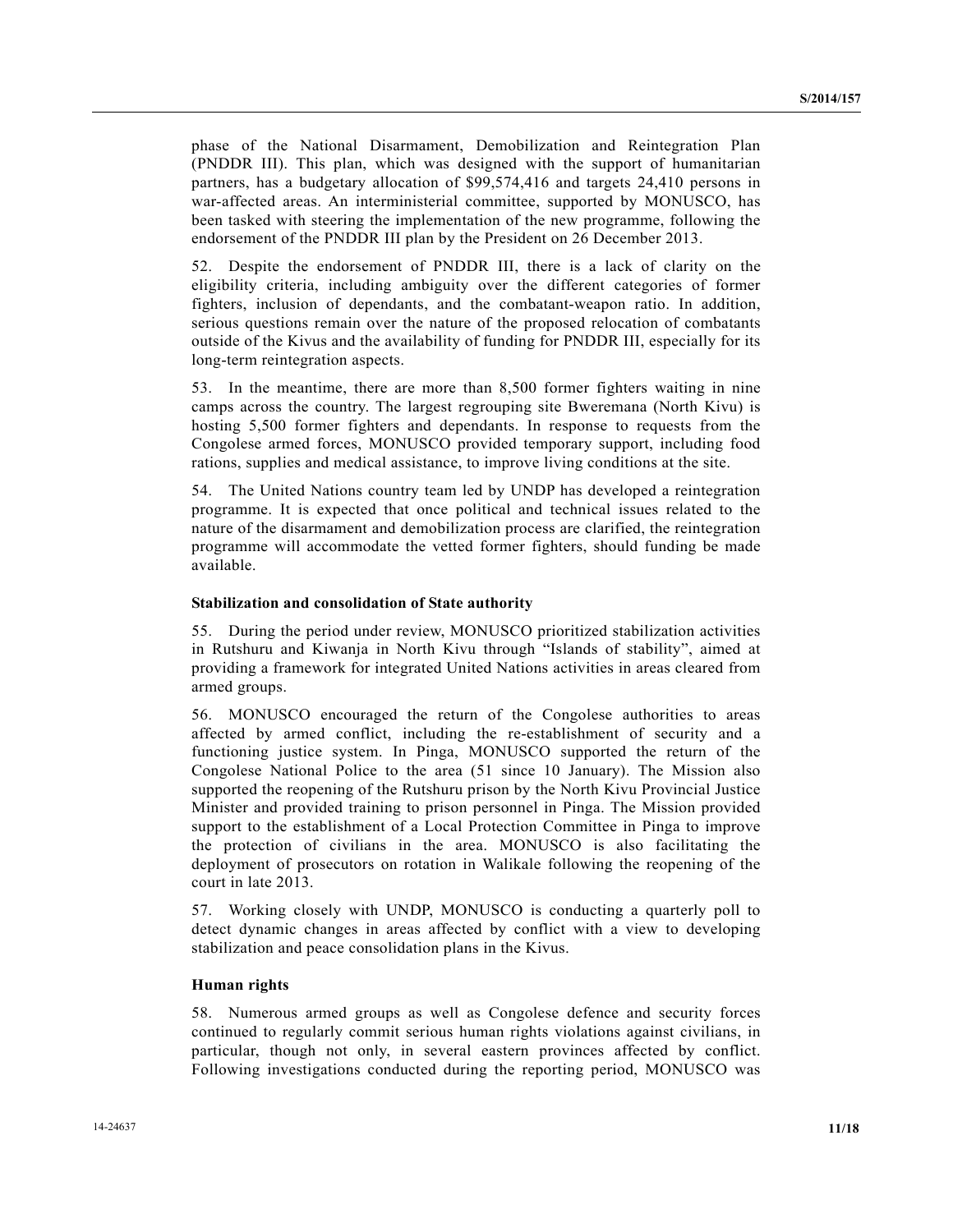phase of the National Disarmament, Demobilization and Reintegration Plan (PNDDR III). This plan, which was designed with the support of humanitarian partners, has a budgetary allocation of $99,574,416 and targets 24,410 persons in war-affected areas. An interministerial committee, supported by MONUSCO, has been tasked with steering the implementation of the new programme, following the endorsement of the PNDDR III plan by the President on 26 December 2013.

52. Despite the endorsement of PNDDR III, there is a lack of clarity on the eligibility criteria, including ambiguity over the different categories of former fighters, inclusion of dependants, and the combatant-weapon ratio. In addition, serious questions remain over the nature of the proposed relocation of combatants outside of the Kivus and the availability of funding for PNDDR III, especially for its long-term reintegration aspects.

53. In the meantime, there are more than 8,500 former fighters waiting in nine camps across the country. The largest regrouping site Bweremana (North Kivu) is hosting 5,500 former fighters and dependants. In response to requests from the Congolese armed forces, MONUSCO provided temporary support, including food rations, supplies and medical assistance, to improve living conditions at the site.

54. The United Nations country team led by UNDP has developed a reintegration programme. It is expected that once political and technical issues related to the nature of the disarmament and demobilization process are clarified, the reintegration programme will accommodate the vetted former fighters, should funding be made available.

**Stabilization and consolidation of State authority**

55. During the period under review, MONUSCO prioritized stabilization activities in Rutshuru and Kiwanja in North Kivu through "Islands of stability", aimed at providing a framework for integrated United Nations activities in areas cleared from armed groups.

56. MONUSCO encouraged the return of the Congolese authorities to areas affected by armed conflict, including the re-establishment of security and a functioning justice system. In Pinga, MONUSCO supported the return of the Congolese National Police to the area (51 since 10 January). The Mission also supported the reopening of the Rutshuru prison by the North Kivu Provincial Justice Minister and provided training to prison personnel in Pinga. The Mission provided support to the establishment of a Local Protection Committee in Pinga to improve the protection of civilians in the area. MONUSCO is also facilitating the deployment of prosecutors on rotation in Walikale following the reopening of the court in late 2013.

57. Working closely with UNDP, MONUSCO is conducting a quarterly poll to detect dynamic changes in areas affected by conflict with a view to developing stabilization and peace consolidation plans in the Kivus.

**Human rights**

58. Numerous armed groups as well as Congolese defence and security forces continued to regularly commit serious human rights violations against civilians, in particular, though not only, in several eastern provinces affected by conflict. Following investigations conducted during the reporting period, MONUSCO was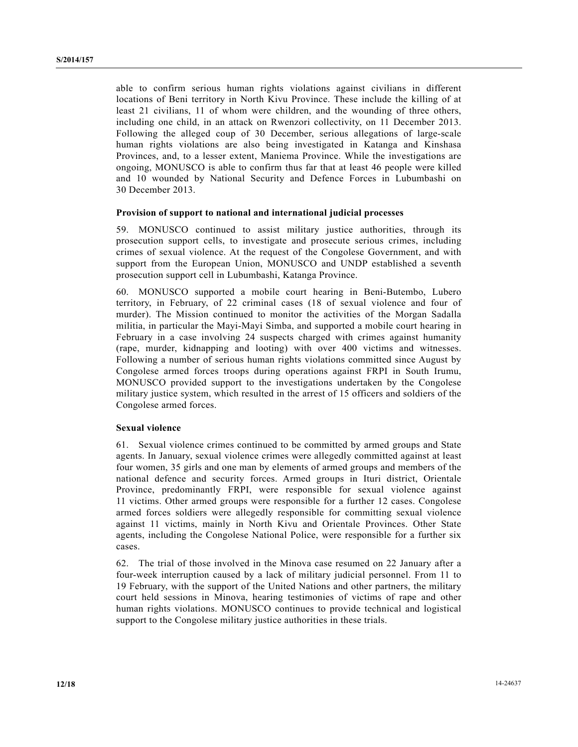able to confirm serious human rights violations against civilians in different locations of Beni territory in North Kivu Province. These include the killing of at least 21 civilians, 11 of whom were children, and the wounding of three others, including one child, in an attack on Rwenzori collectivity, on 11 December 2013. Following the alleged coup of 30 December, serious allegations of large-scale human rights violations are also being investigated in Katanga and Kinshasa Provinces, and, to a lesser extent, Maniema Province. While the investigations are ongoing, MONUSCO is able to confirm thus far that at least 46 people were killed and 10 wounded by National Security and Defence Forces in Lubumbashi on 30 December 2013.

### Provision of support to national and international judicial processes

59. MONUSCO continued to assist military justice authorities, through its prosecution support cells, to investigate and prosecute serious crimes, including crimes of sexual violence. At the request of the Congolese Government, and with support from the European Union, MONUSCO and UNDP established a seventh prosecution support cell in Lubumbashi, Katanga Province.

60. MONUSCO supported a mobile court hearing in Beni-Butembo, Lubero territory, in February, of 22 criminal cases (18 of sexual violence and four of murder). The Mission continued to monitor the activities of the Morgan Sadalla militia, in particular the Mayi-Mayi Simba, and supported a mobile court hearing in February in a case involving 24 suspects charged with crimes against humanity (rape, murder, kidnapping and looting) with over 400 victims and witnesses. Following a number of serious human rights violations committed since August by Congolese armed forces troops during operations against FRPI in South Irumu, MONUSCO provided support to the investigations undertaken by the Congolese military justice system, which resulted in the arrest of 15 officers and soldiers of the Congolese armed forces.

### Sexual violence

61. Sexual violence crimes continued to be committed by armed groups and State agents. In January, sexual violence crimes were allegedly committed against at least four women, 35 girls and one man by elements of armed groups and members of the national defence and security forces. Armed groups in Ituri district, Orientale Province, predominantly FRPI, were responsible for sexual violence against 11 victims. Other armed groups were responsible for a further 12 cases. Congolese armed forces soldiers were allegedly responsible for committing sexual violence against 11 victims, mainly in North Kivu and Orientale Provinces. Other State agents, including the Congolese National Police, were responsible for a further six cases.

62. The trial of those involved in the Minova case resumed on 22 January after a four-week interruption caused by a lack of military judicial personnel. From 11 to 19 February, with the support of the United Nations and other partners, the military court held sessions in Minova, hearing testimonies of victims of rape and other human rights violations. MONUSCO continues to provide technical and logistical support to the Congolese military justice authorities in these trials.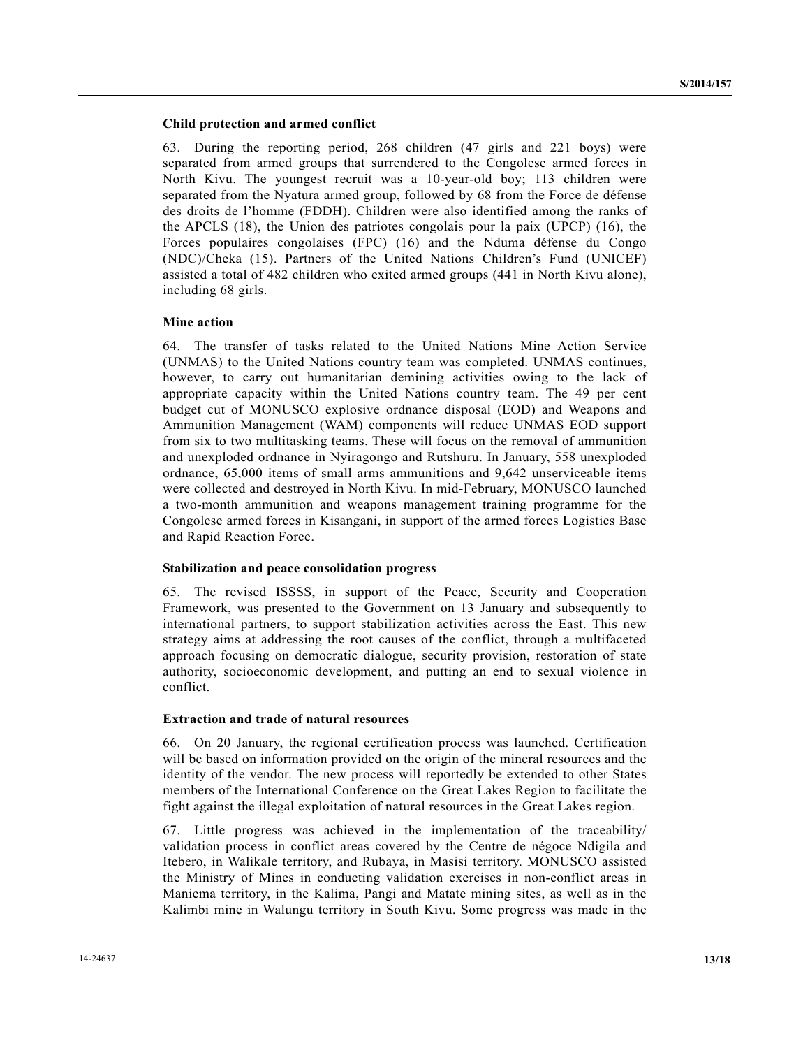### Child protection and armed conflict

63. During the reporting period, 268 children (47 girls and 221 boys) were separated from armed groups that surrendered to the Congolese armed forces in North Kivu. The youngest recruit was a 10-year-old boy; 113 children were separated from the Nyatura armed group, followed by 68 from the Force de défense des droits de l'homme (FDDH). Children were also identified among the ranks of the APCLS (18), the Union des patriotes congolais pour la paix (UPCP) (16), the Forces populaires congolaises (FPC) (16) and the Nduma défense du Congo (NDC)/Cheka (15). Partners of the United Nations Children's Fund (UNICEF) assisted a total of 482 children who exited armed groups (441 in North Kivu alone), including 68 girls.

### Mine action

64. The transfer of tasks related to the United Nations Mine Action Service (UNMAS) to the United Nations country team was completed. UNMAS continues, however, to carry out humanitarian demining activities owing to the lack of appropriate capacity within the United Nations country team. The 49 per cent budget cut of MONUSCO explosive ordnance disposal (EOD) and Weapons and Ammunition Management (WAM) components will reduce UNMAS EOD support from six to two multitasking teams. These will focus on the removal of ammunition and unexploded ordnance in Nyiragongo and Rutshuru. In January, 558 unexploded ordnance, 65,000 items of small arms ammunitions and 9,642 unserviceable items were collected and destroyed in North Kivu. In mid-February, MONUSCO launched a two-month ammunition and weapons management training programme for the Congolese armed forces in Kisangani, in support of the armed forces Logistics Base and Rapid Reaction Force.

### Stabilization and peace consolidation progress

65. The revised ISSSS, in support of the Peace, Security and Cooperation Framework, was presented to the Government on 13 January and subsequently to international partners, to support stabilization activities across the East. This new strategy aims at addressing the root causes of the conflict, through a multifaceted approach focusing on democratic dialogue, security provision, restoration of state authority, socioeconomic development, and putting an end to sexual violence in conflict.

### Extraction and trade of natural resources

66. On 20 January, the regional certification process was launched. Certification will be based on information provided on the origin of the mineral resources and the identity of the vendor. The new process will reportedly be extended to other States members of the International Conference on the Great Lakes Region to facilitate the fight against the illegal exploitation of natural resources in the Great Lakes region.

67. Little progress was achieved in the implementation of the traceability/validation process in conflict areas covered by the Centre de négoce Ndigila and Itebero, in Walikale territory, and Rubaya, in Masisi territory. MONUSCO assisted the Ministry of Mines in conducting validation exercises in non-conflict areas in Maniema territory, in the Kalima, Pangi and Matate mining sites, as well as in the Kalimbi mine in Walungu territory in South Kivu. Some progress was made in the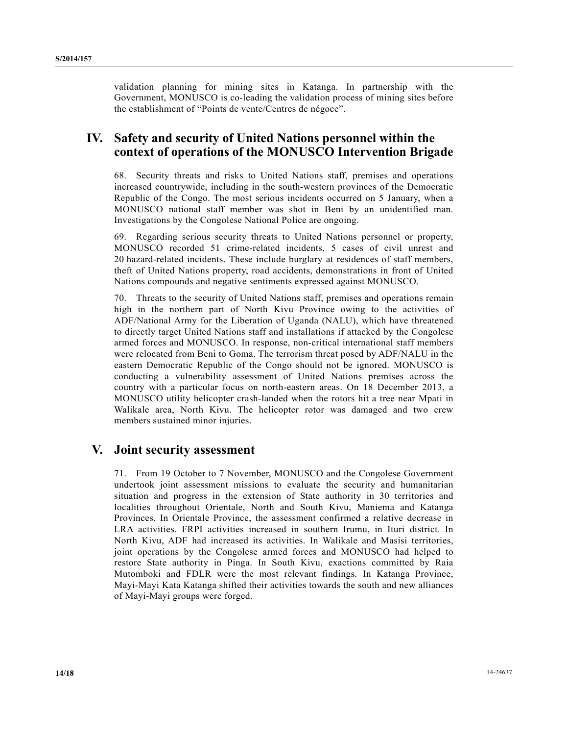validation planning for mining sites in Katanga. In partnership with the Government, MONUSCO is co-leading the validation process of mining sites before the establishment of "Points de vente/Centres de négoce".

## IV. Safety and security of United Nations personnel within the context of operations of the MONUSCO Intervention Brigade

68. Security threats and risks to United Nations staff, premises and operations increased countrywide, including in the south-western provinces of the Democratic Republic of the Congo. The most serious incidents occurred on 5 January, when a MONUSCO national staff member was shot in Beni by an unidentified man. Investigations by the Congolese National Police are ongoing.

69. Regarding serious security threats to United Nations personnel or property, MONUSCO recorded 51 crime-related incidents, 5 cases of civil unrest and 20 hazard-related incidents. These include burglary at residences of staff members, theft of United Nations property, road accidents, demonstrations in front of United Nations compounds and negative sentiments expressed against MONUSCO.

70. Threats to the security of United Nations staff, premises and operations remain high in the northern part of North Kivu Province owing to the activities of ADF/National Army for the Liberation of Uganda (NALU), which have threatened to directly target United Nations staff and installations if attacked by the Congolese armed forces and MONUSCO. In response, non-critical international staff members were relocated from Beni to Goma. The terrorism threat posed by ADF/NALU in the eastern Democratic Republic of the Congo should not be ignored. MONUSCO is conducting a vulnerability assessment of United Nations premises across the country with a particular focus on north-eastern areas. On 18 December 2013, a MONUSCO utility helicopter crash-landed when the rotors hit a tree near Mpati in Walikale area, North Kivu. The helicopter rotor was damaged and two crew members sustained minor injuries.

## V. Joint security assessment

71. From 19 October to 7 November, MONUSCO and the Congolese Government undertook joint assessment missions to evaluate the security and humanitarian situation and progress in the extension of State authority in 30 territories and localities throughout Orientale, North and South Kivu, Maniema and Katanga Provinces. In Orientale Province, the assessment confirmed a relative decrease in LRA activities. FRPI activities increased in southern Irumu, in Ituri district. In North Kivu, ADF had increased its activities. In Walikale and Masisi territories, joint operations by the Congolese armed forces and MONUSCO had helped to restore State authority in Pinga. In South Kivu, exactions committed by Raia Mutomboki and FDLR were the most relevant findings. In Katanga Province, Mayi-Mayi Kata Katanga shifted their activities towards the south and new alliances of Mayi-Mayi groups were forged.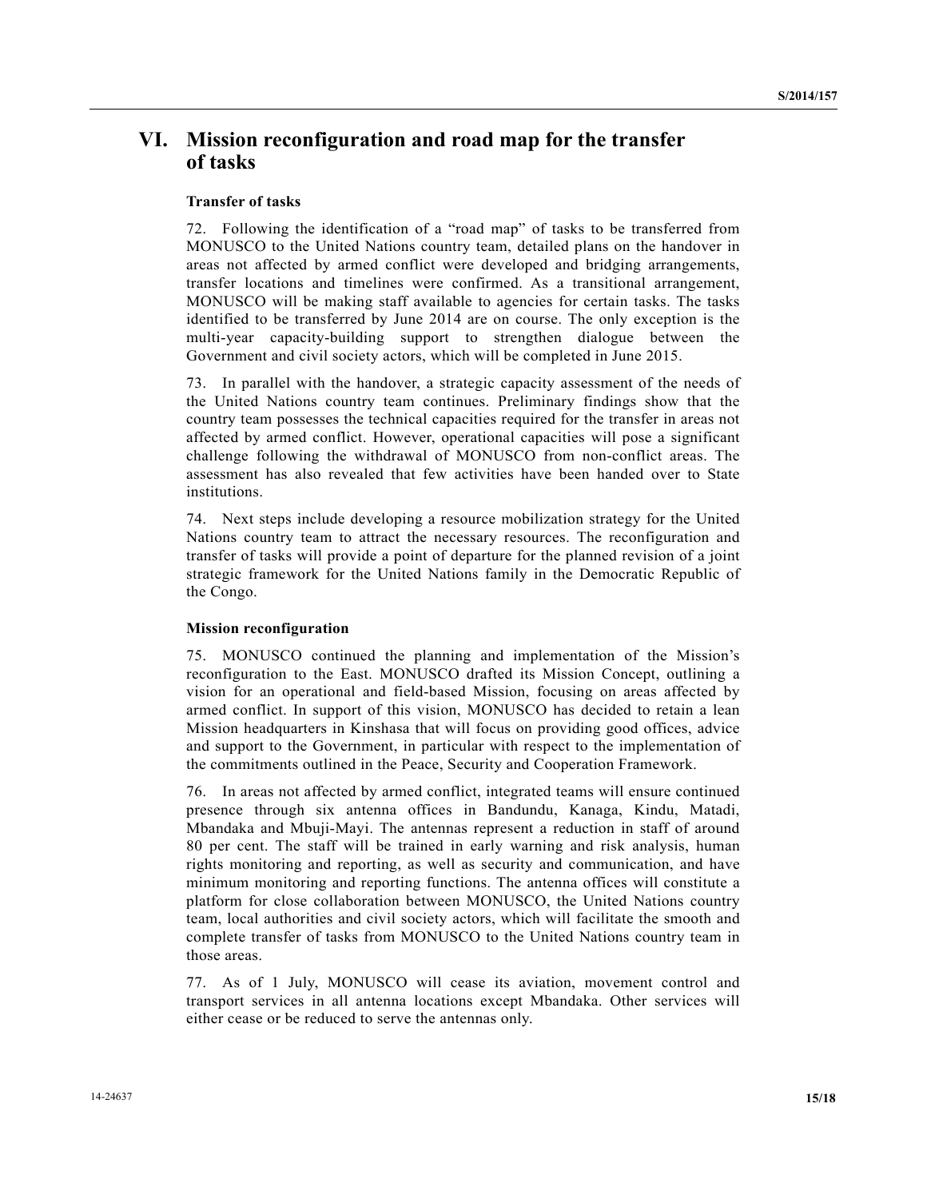# VI. Mission reconfiguration and road map for the transfer of tasks

### Transfer of tasks

72. Following the identification of a "road map" of tasks to be transferred from MONUSCO to the United Nations country team, detailed plans on the handover in areas not affected by armed conflict were developed and bridging arrangements, transfer locations and timelines were confirmed. As a transitional arrangement, MONUSCO will be making staff available to agencies for certain tasks. The tasks identified to be transferred by June 2014 are on course. The only exception is the multi-year capacity-building support to strengthen dialogue between the Government and civil society actors, which will be completed in June 2015.

73. In parallel with the handover, a strategic capacity assessment of the needs of the United Nations country team continues. Preliminary findings show that the country team possesses the technical capacities required for the transfer in areas not affected by armed conflict. However, operational capacities will pose a significant challenge following the withdrawal of MONUSCO from non-conflict areas. The assessment has also revealed that few activities have been handed over to State institutions.

74. Next steps include developing a resource mobilization strategy for the United Nations country team to attract the necessary resources. The reconfiguration and transfer of tasks will provide a point of departure for the planned revision of a joint strategic framework for the United Nations family in the Democratic Republic of the Congo.

### Mission reconfiguration

75. MONUSCO continued the planning and implementation of the Mission's reconfiguration to the East. MONUSCO drafted its Mission Concept, outlining a vision for an operational and field-based Mission, focusing on areas affected by armed conflict. In support of this vision, MONUSCO has decided to retain a lean Mission headquarters in Kinshasa that will focus on providing good offices, advice and support to the Government, in particular with respect to the implementation of the commitments outlined in the Peace, Security and Cooperation Framework.

76. In areas not affected by armed conflict, integrated teams will ensure continued presence through six antenna offices in Bandundu, Kanaga, Kindu, Matadi, Mbandaka and Mbuji-Mayi. The antennas represent a reduction in staff of around 80 per cent. The staff will be trained in early warning and risk analysis, human rights monitoring and reporting, as well as security and communication, and have minimum monitoring and reporting functions. The antenna offices will constitute a platform for close collaboration between MONUSCO, the United Nations country team, local authorities and civil society actors, which will facilitate the smooth and complete transfer of tasks from MONUSCO to the United Nations country team in those areas.

77. As of 1 July, MONUSCO will cease its aviation, movement control and transport services in all antenna locations except Mbandaka. Other services will either cease or be reduced to serve the antennas only.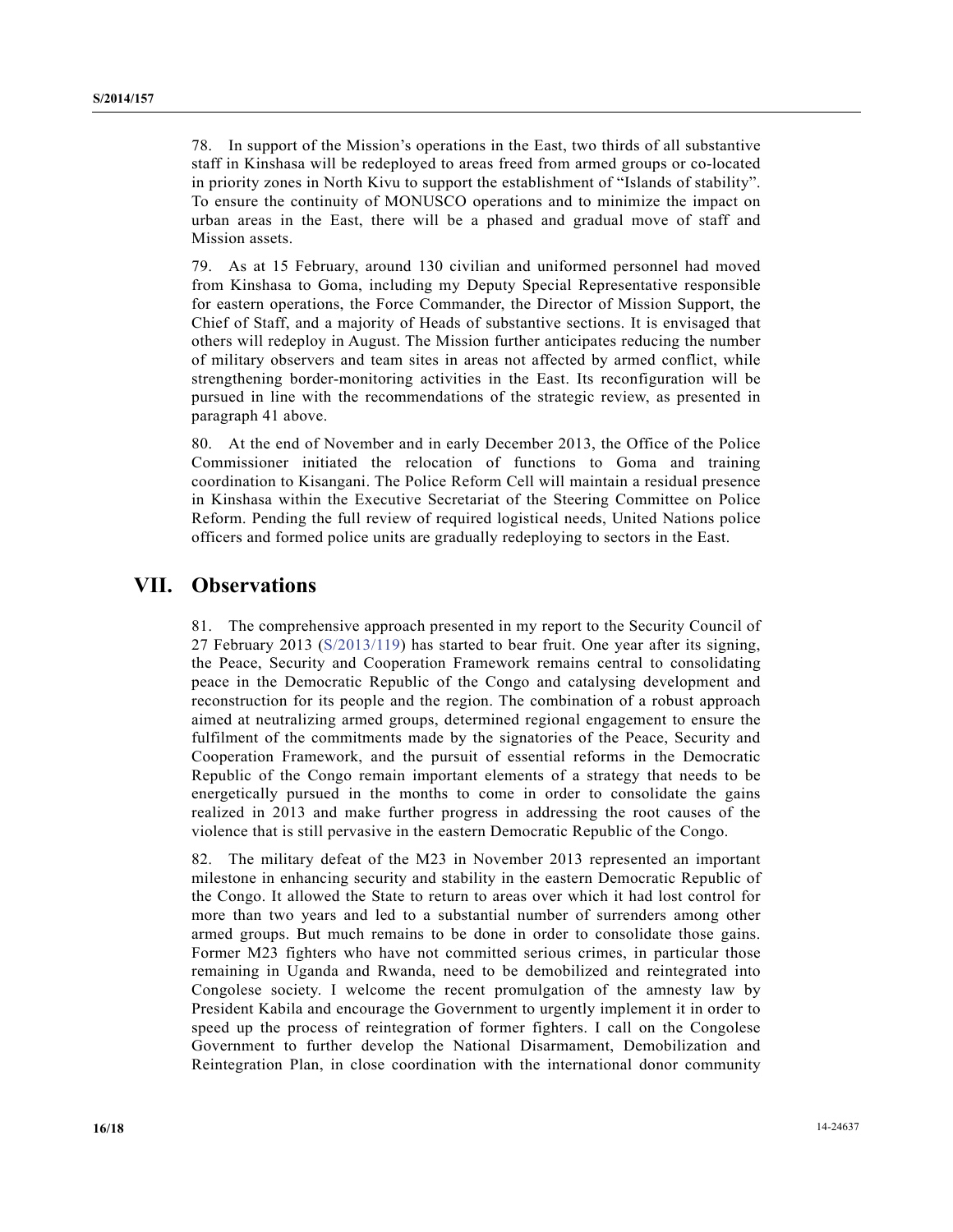78. In support of the Mission's operations in the East, two thirds of all substantive staff in Kinshasa will be redeployed to areas freed from armed groups or co-located in priority zones in North Kivu to support the establishment of "Islands of stability". To ensure the continuity of MONUSCO operations and to minimize the impact on urban areas in the East, there will be a phased and gradual move of staff and Mission assets.

79. As at 15 February, around 130 civilian and uniformed personnel had moved from Kinshasa to Goma, including my Deputy Special Representative responsible for eastern operations, the Force Commander, the Director of Mission Support, the Chief of Staff, and a majority of Heads of substantive sections. It is envisaged that others will redeploy in August. The Mission further anticipates reducing the number of military observers and team sites in areas not affected by armed conflict, while strengthening border-monitoring activities in the East. Its reconfiguration will be pursued in line with the recommendations of the strategic review, as presented in paragraph 41 above.

80. At the end of November and in early December 2013, the Office of the Police Commissioner initiated the relocation of functions to Goma and training coordination to Kisangani. The Police Reform Cell will maintain a residual presence in Kinshasa within the Executive Secretariat of the Steering Committee on Police Reform. Pending the full review of required logistical needs, United Nations police officers and formed police units are gradually redeploying to sectors in the East.

# VII. Observations

81. The comprehensive approach presented in my report to the Security Council of 27 February 2013 (S/2013/119) has started to bear fruit. One year after its signing, the Peace, Security and Cooperation Framework remains central to consolidating peace in the Democratic Republic of the Congo and catalysing development and reconstruction for its people and the region. The combination of a robust approach aimed at neutralizing armed groups, determined regional engagement to ensure the fulfilment of the commitments made by the signatories of the Peace, Security and Cooperation Framework, and the pursuit of essential reforms in the Democratic Republic of the Congo remain important elements of a strategy that needs to be energetically pursued in the months to come in order to consolidate the gains realized in 2013 and make further progress in addressing the root causes of the violence that is still pervasive in the eastern Democratic Republic of the Congo.

82. The military defeat of the M23 in November 2013 represented an important milestone in enhancing security and stability in the eastern Democratic Republic of the Congo. It allowed the State to return to areas over which it had lost control for more than two years and led to a substantial number of surrenders among other armed groups. But much remains to be done in order to consolidate those gains. Former M23 fighters who have not committed serious crimes, in particular those remaining in Uganda and Rwanda, need to be demobilized and reintegrated into Congolese society. I welcome the recent promulgation of the amnesty law by President Kabila and encourage the Government to urgently implement it in order to speed up the process of reintegration of former fighters. I call on the Congolese Government to further develop the National Disarmament, Demobilization and Reintegration Plan, in close coordination with the international donor community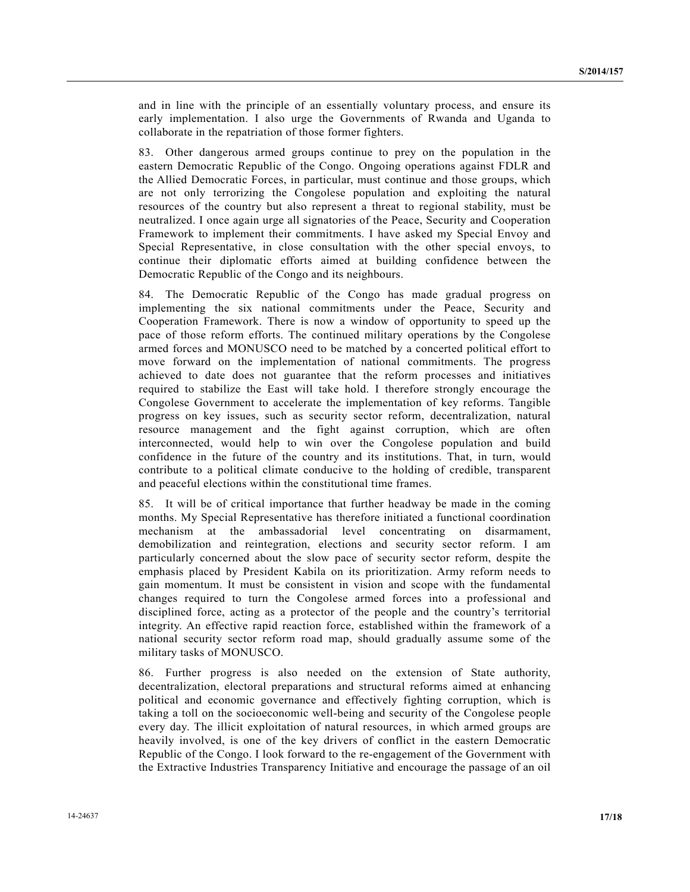and in line with the principle of an essentially voluntary process, and ensure its early implementation. I also urge the Governments of Rwanda and Uganda to collaborate in the repatriation of those former fighters.

83. Other dangerous armed groups continue to prey on the population in the eastern Democratic Republic of the Congo. Ongoing operations against FDLR and the Allied Democratic Forces, in particular, must continue and those groups, which are not only terrorizing the Congolese population and exploiting the natural resources of the country but also represent a threat to regional stability, must be neutralized. I once again urge all signatories of the Peace, Security and Cooperation Framework to implement their commitments. I have asked my Special Envoy and Special Representative, in close consultation with the other special envoys, to continue their diplomatic efforts aimed at building confidence between the Democratic Republic of the Congo and its neighbours.

84. The Democratic Republic of the Congo has made gradual progress on implementing the six national commitments under the Peace, Security and Cooperation Framework. There is now a window of opportunity to speed up the pace of those reform efforts. The continued military operations by the Congolese armed forces and MONUSCO need to be matched by a concerted political effort to move forward on the implementation of national commitments. The progress achieved to date does not guarantee that the reform processes and initiatives required to stabilize the East will take hold. I therefore strongly encourage the Congolese Government to accelerate the implementation of key reforms. Tangible progress on key issues, such as security sector reform, decentralization, natural resource management and the fight against corruption, which are often interconnected, would help to win over the Congolese population and build confidence in the future of the country and its institutions. That, in turn, would contribute to a political climate conducive to the holding of credible, transparent and peaceful elections within the constitutional time frames.

85. It will be of critical importance that further headway be made in the coming months. My Special Representative has therefore initiated a functional coordination mechanism at the ambassadorial level concentrating on disarmament, demobilization and reintegration, elections and security sector reform. I am particularly concerned about the slow pace of security sector reform, despite the emphasis placed by President Kabila on its prioritization. Army reform needs to gain momentum. It must be consistent in vision and scope with the fundamental changes required to turn the Congolese armed forces into a professional and disciplined force, acting as a protector of the people and the country's territorial integrity. An effective rapid reaction force, established within the framework of a national security sector reform road map, should gradually assume some of the military tasks of MONUSCO.

86. Further progress is also needed on the extension of State authority, decentralization, electoral preparations and structural reforms aimed at enhancing political and economic governance and effectively fighting corruption, which is taking a toll on the socioeconomic well-being and security of the Congolese people every day. The illicit exploitation of natural resources, in which armed groups are heavily involved, is one of the key drivers of conflict in the eastern Democratic Republic of the Congo. I look forward to the re-engagement of the Government with the Extractive Industries Transparency Initiative and encourage the passage of an oil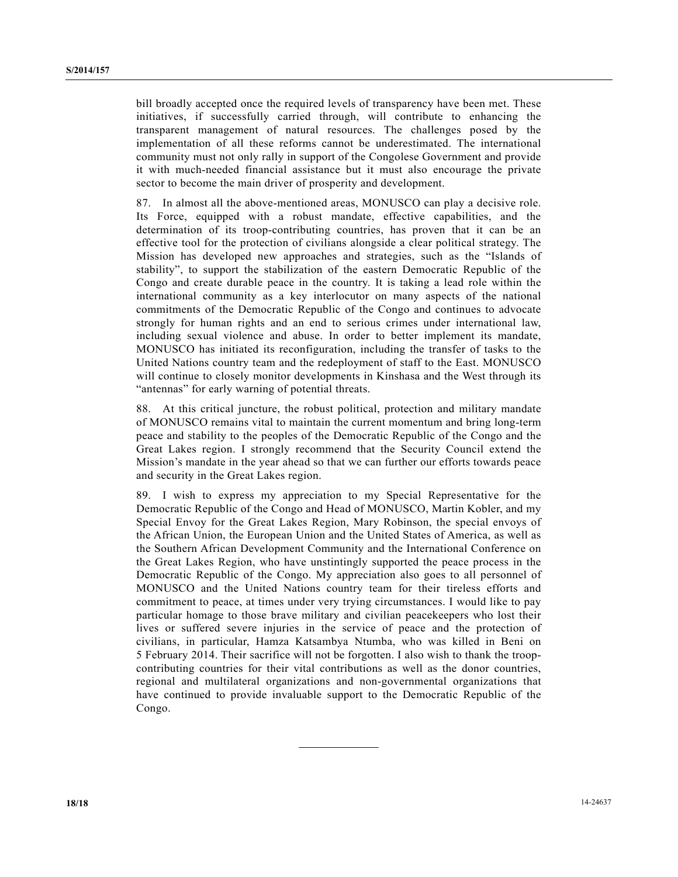bill broadly accepted once the required levels of transparency have been met. These initiatives, if successfully carried through, will contribute to enhancing the transparent management of natural resources. The challenges posed by the implementation of all these reforms cannot be underestimated. The international community must not only rally in support of the Congolese Government and provide it with much-needed financial assistance but it must also encourage the private sector to become the main driver of prosperity and development.

87. In almost all the above-mentioned areas, MONUSCO can play a decisive role. Its Force, equipped with a robust mandate, effective capabilities, and the determination of its troop-contributing countries, has proven that it can be an effective tool for the protection of civilians alongside a clear political strategy. The Mission has developed new approaches and strategies, such as the "Islands of stability", to support the stabilization of the eastern Democratic Republic of the Congo and create durable peace in the country. It is taking a lead role within the international community as a key interlocutor on many aspects of the national commitments of the Democratic Republic of the Congo and continues to advocate strongly for human rights and an end to serious crimes under international law, including sexual violence and abuse. In order to better implement its mandate, MONUSCO has initiated its reconfiguration, including the transfer of tasks to the United Nations country team and the redeployment of staff to the East. MONUSCO will continue to closely monitor developments in Kinshasa and the West through its "antennas" for early warning of potential threats.

88. At this critical juncture, the robust political, protection and military mandate of MONUSCO remains vital to maintain the current momentum and bring long-term peace and stability to the peoples of the Democratic Republic of the Congo and the Great Lakes region. I strongly recommend that the Security Council extend the Mission's mandate in the year ahead so that we can further our efforts towards peace and security in the Great Lakes region.

89. I wish to express my appreciation to my Special Representative for the Democratic Republic of the Congo and Head of MONUSCO, Martin Kobler, and my Special Envoy for the Great Lakes Region, Mary Robinson, the special envoys of the African Union, the European Union and the United States of America, as well as the Southern African Development Community and the International Conference on the Great Lakes Region, who have unstintingly supported the peace process in the Democratic Republic of the Congo. My appreciation also goes to all personnel of MONUSCO and the United Nations country team for their tireless efforts and commitment to peace, at times under very trying circumstances. I would like to pay particular homage to those brave military and civilian peacekeepers who lost their lives or suffered severe injuries in the service of peace and the protection of civilians, in particular, Hamza Katsambya Ntumba, who was killed in Beni on 5 February 2014. Their sacrifice will not be forgotten. I also wish to thank the troop-contributing countries for their vital contributions as well as the donor countries, regional and multilateral organizations and non-governmental organizations that have continued to provide invaluable support to the Democratic Republic of the Congo.